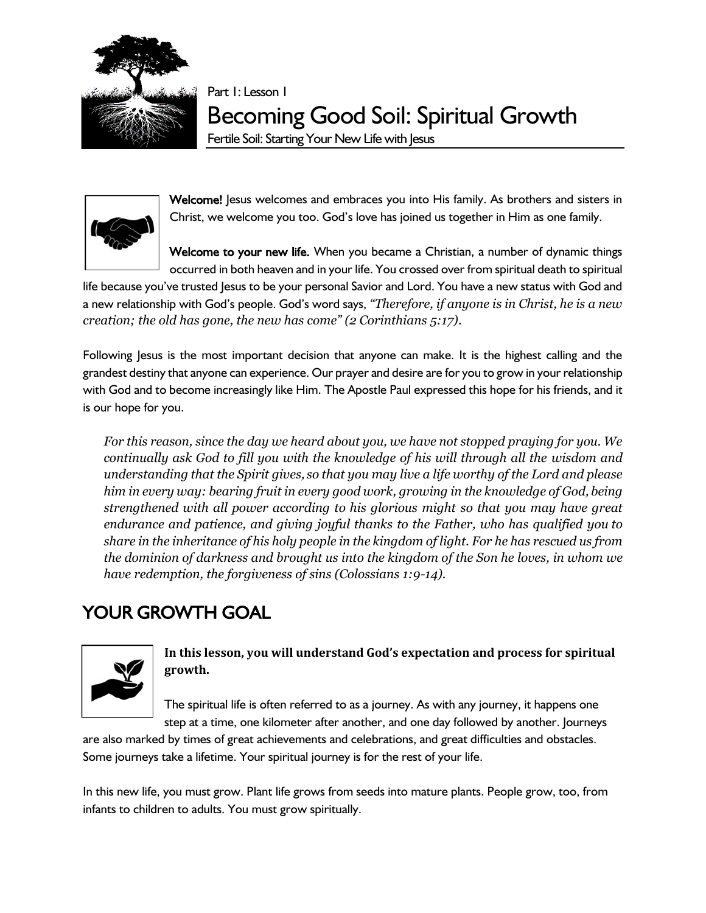Part 1: Lesson 1

# Becoming Good Soil: Spiritual Growth

Fertile Soil: Starting Your New Life with Jesus

**Welcome!** Jesus welcomes and embraces you into His family. As brothers and sisters in Christ, we welcome you too. God's love has joined us together in Him as one family.

**Welcome to your new life.** When you became a Christian, a number of dynamic things occurred in both heaven and in your life. You crossed over from spiritual death to spiritual life because you've trusted Jesus to be your personal Savior and Lord. You have a new status with God and a new relationship with God's people. God's word says, *"Therefore, if anyone is in Christ, he is a new creation; the old has gone, the new has come" (2 Corinthians 5:17).*

Following Jesus is the most important decision that anyone can make. It is the highest calling and the grandest destiny that anyone can experience. Our prayer and desire are for you to grow in your relationship with God and to become increasingly like Him. The Apostle Paul expressed this hope for his friends, and it is our hope for you.

> *For this reason, since the day we heard about you, we have not stopped praying for you. We continually ask God to fill you with the knowledge of his will through all the wisdom and understanding that the Spirit gives, so that you may live a life worthy of the Lord and please him in every way: bearing fruit in every good work, growing in the knowledge of God, being strengthened with all power according to his glorious might so that you may have great endurance and patience, and giving joyful thanks to the Father, who has qualified you to share in the inheritance of his holy people in the kingdom of light. For he has rescued us from the dominion of darkness and brought us into the kingdom of the Son he loves, in whom we have redemption, the forgiveness of sins (Colossians 1:9-14).*

## YOUR GROWTH GOAL

**In this lesson, you will understand God's expectation and process for spiritual growth.**

The spiritual life is often referred to as a journey. As with any journey, it happens one step at a time, one kilometer after another, and one day followed by another. Journeys are also marked by times of great achievements and celebrations, and great difficulties and obstacles. Some journeys take a lifetime. Your spiritual journey is for the rest of your life.

In this new life, you must grow. Plant life grows from seeds into mature plants. People grow, too, from infants to children to adults. You must grow spiritually.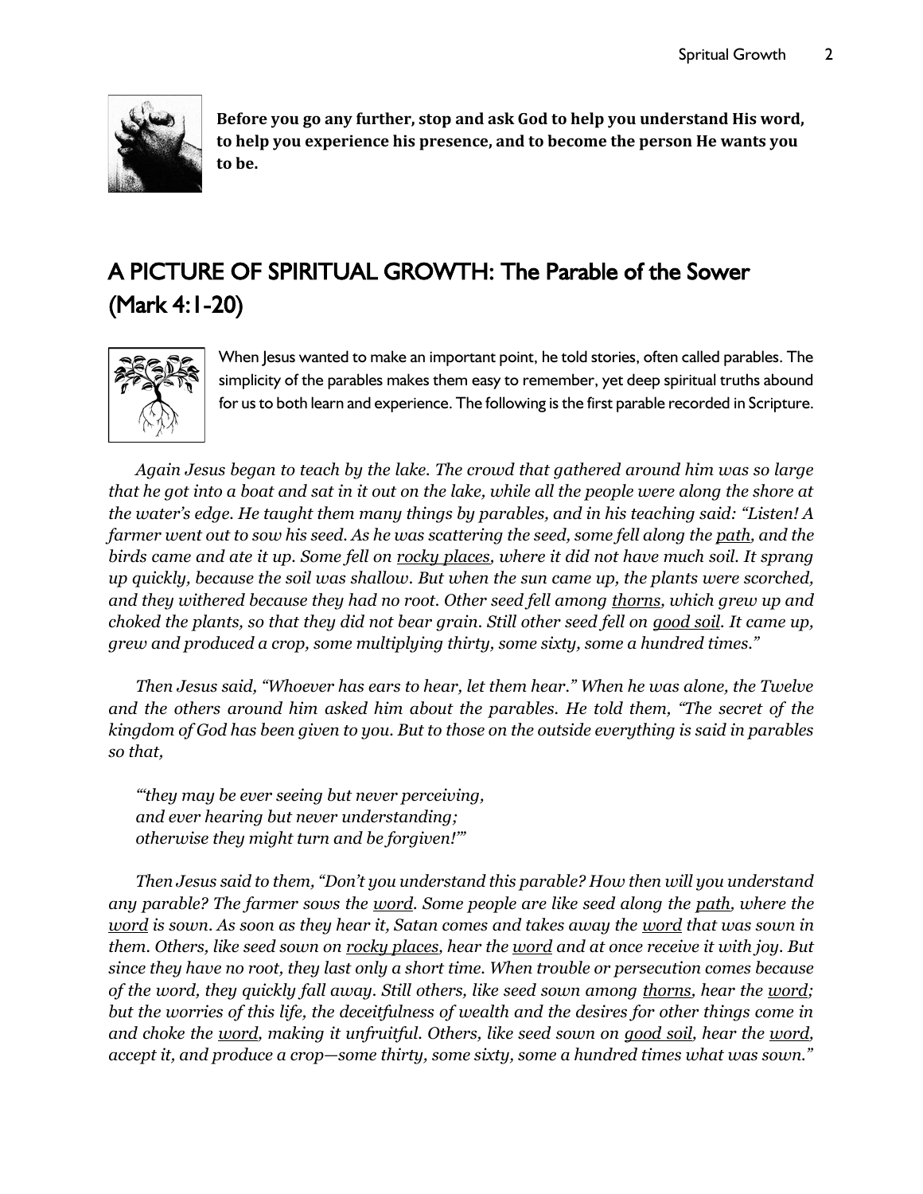**Before you go any further, stop and ask God to help you understand His word, to help you experience his presence, and to become the person He wants you to be.**

## A PICTURE OF SPIRITUAL GROWTH: The Parable of the Sower (Mark 4:1-20)

When Jesus wanted to make an important point, he told stories, often called parables. The simplicity of the parables makes them easy to remember, yet deep spiritual truths abound for us to both learn and experience. The following is the first parable recorded in Scripture.

*Again Jesus began to teach by the lake. The crowd that gathered around him was so large that he got into a boat and sat in it out on the lake, while all the people were along the shore at the water's edge. He taught them many things by parables, and in his teaching said: "Listen! A farmer went out to sow his seed. As he was scattering the seed, some fell along the <u>path</u>, and the birds came and ate it up. Some fell on <u>rocky places</u>, where it did not have much soil. It sprang up quickly, because the soil was shallow. But when the sun came up, the plants were scorched, and they withered because they had no root. Other seed fell among <u>thorns</u>, which grew up and choked the plants, so that they did not bear grain. Still other seed fell on <u>good soil</u>. It came up, grew and produced a crop, some multiplying thirty, some sixty, some a hundred times."*

*Then Jesus said, "Whoever has ears to hear, let them hear." When he was alone, the Twelve and the others around him asked him about the parables. He told them, "The secret of the kingdom of God has been given to you. But to those on the outside everything is said in parables so that,*

*"'they may be ever seeing but never perceiving,*
*and ever hearing but never understanding;*
*otherwise they might turn and be forgiven!'"*

*Then Jesus said to them, "Don't you understand this parable? How then will you understand any parable? The farmer sows the <u>word</u>. Some people are like seed along the <u>path</u>, where the <u>word</u> is sown. As soon as they hear it, Satan comes and takes away the <u>word</u> that was sown in them. Others, like seed sown on <u>rocky places</u>, hear the <u>word</u> and at once receive it with joy. But since they have no root, they last only a short time. When trouble or persecution comes because of the word, they quickly fall away. Still others, like seed sown among <u>thorns</u>, hear the <u>word</u>; but the worries of this life, the deceitfulness of wealth and the desires for other things come in and choke the <u>word</u>, making it unfruitful. Others, like seed sown on <u>good soil</u>, hear the <u>word</u>, accept it, and produce a crop—some thirty, some sixty, some a hundred times what was sown."*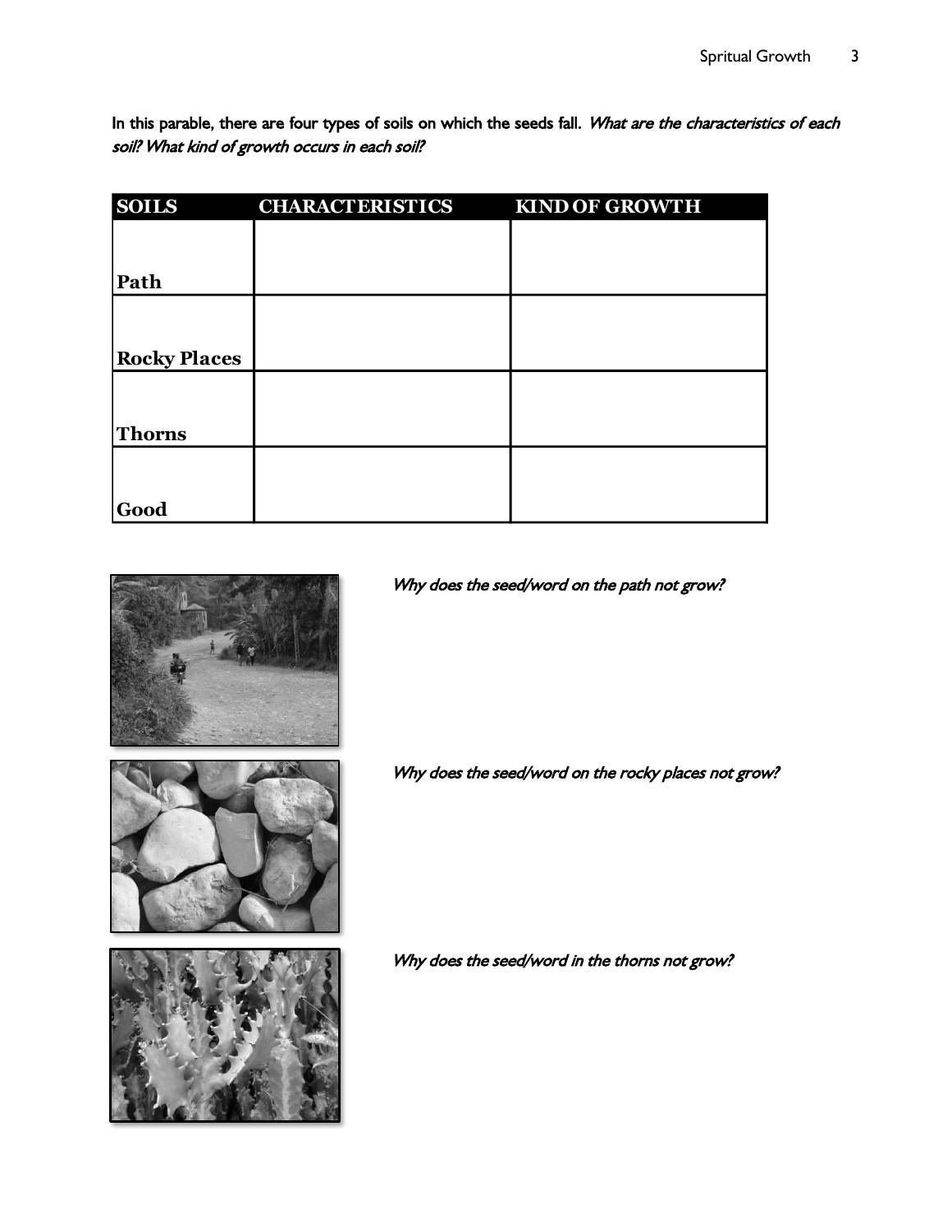In this parable, there are four types of soils on which the seeds fall. *What are the characteristics of each soil? What kind of growth occurs in each soil?*

| SOILS | CHARACTERISTICS | KIND OF GROWTH |
|---|---|---|
| **Path** | | |
| **Rocky Places** | | |
| **Thorns** | | |
| **Good** | | |

*Why does the seed/word on the path not grow?*

*Why does the seed/word on the rocky places not grow?*

*Why does the seed/word in the thorns not grow?*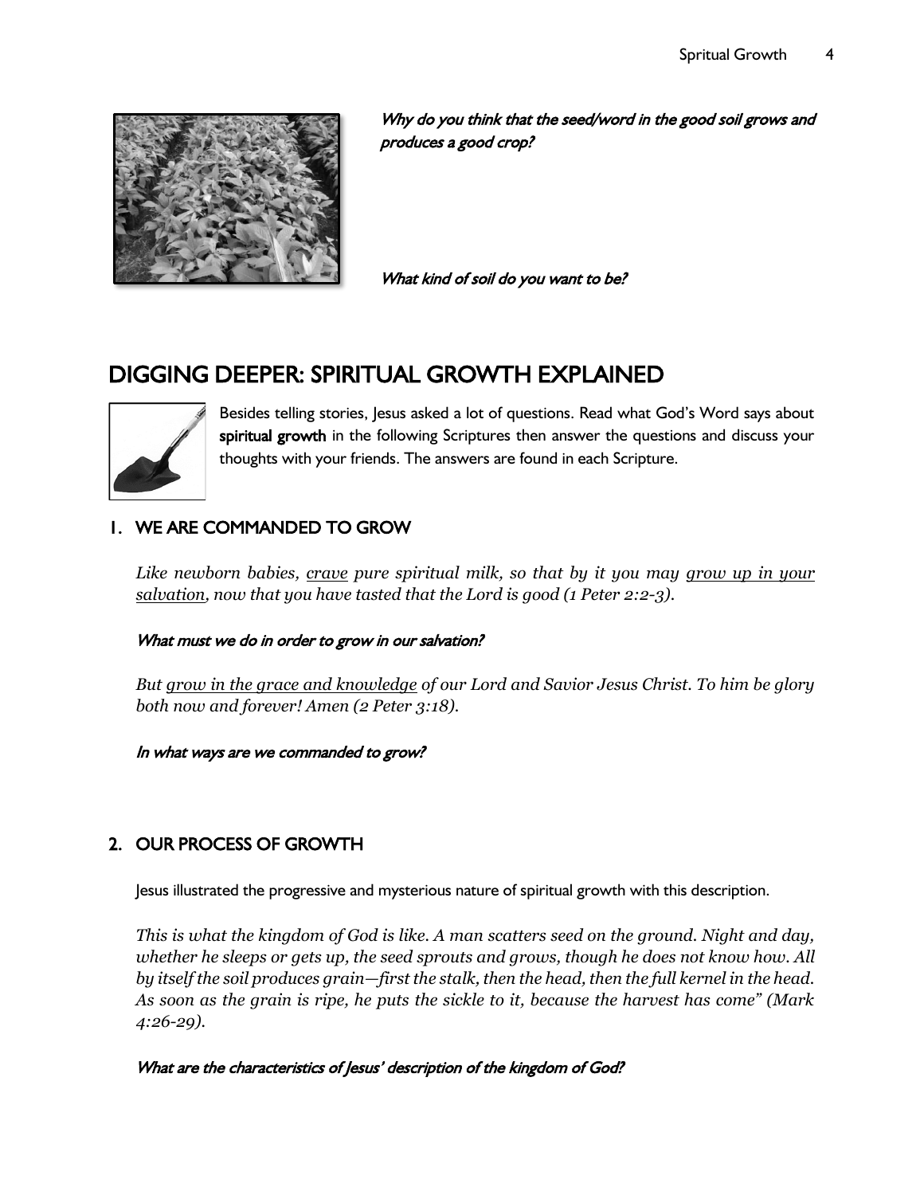*Why do you think that the seed/word in the good soil grows and produces a good crop?*

*What kind of soil do you want to be?*

# DIGGING DEEPER: SPIRITUAL GROWTH EXPLAINED

Besides telling stories, Jesus asked a lot of questions. Read what God's Word says about **spiritual growth** in the following Scriptures then answer the questions and discuss your thoughts with your friends. The answers are found in each Scripture.

## 1. WE ARE COMMANDED TO GROW

*Like newborn babies, <u>crave</u> pure spiritual milk, so that by it you may <u>grow up in your salvation</u>, now that you have tasted that the Lord is good (1 Peter 2:2-3).*

*What must we do in order to grow in our salvation?*

*But <u>grow in the grace and knowledge</u> of our Lord and Savior Jesus Christ. To him be glory both now and forever! Amen (2 Peter 3:18).*

*In what ways are we commanded to grow?*

## 2. OUR PROCESS OF GROWTH

Jesus illustrated the progressive and mysterious nature of spiritual growth with this description.

*This is what the kingdom of God is like. A man scatters seed on the ground. Night and day, whether he sleeps or gets up, the seed sprouts and grows, though he does not know how. All by itself the soil produces grain—first the stalk, then the head, then the full kernel in the head. As soon as the grain is ripe, he puts the sickle to it, because the harvest has come" (Mark 4:26-29).*

*What are the characteristics of Jesus' description of the kingdom of God?*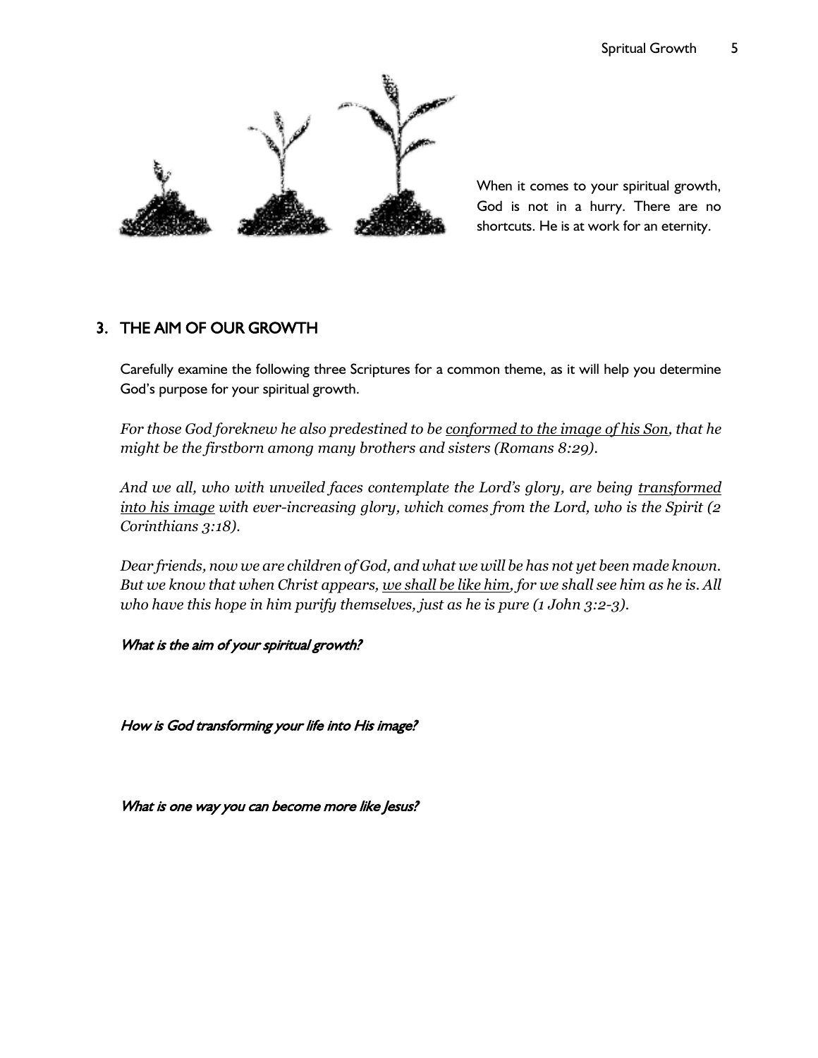When it comes to your spiritual growth, God is not in a hurry. There are no shortcuts. He is at work for an eternity.

## 3. THE AIM OF OUR GROWTH

Carefully examine the following three Scriptures for a common theme, as it will help you determine God's purpose for your spiritual growth.

*For those God foreknew he also predestined to be <u>conformed to the image of his Son</u>, that he might be the firstborn among many brothers and sisters (Romans 8:29).*

*And we all, who with unveiled faces contemplate the Lord's glory, are being <u>transformed into his image</u> with ever-increasing glory, which comes from the Lord, who is the Spirit (2 Corinthians 3:18).*

*Dear friends, now we are children of God, and what we will be has not yet been made known. But we know that when Christ appears, <u>we shall be like him</u>, for we shall see him as he is. All who have this hope in him purify themselves, just as he is pure (1 John 3:2-3).*

*What is the aim of your spiritual growth?*

*How is God transforming your life into His image?*

*What is one way you can become more like Jesus?*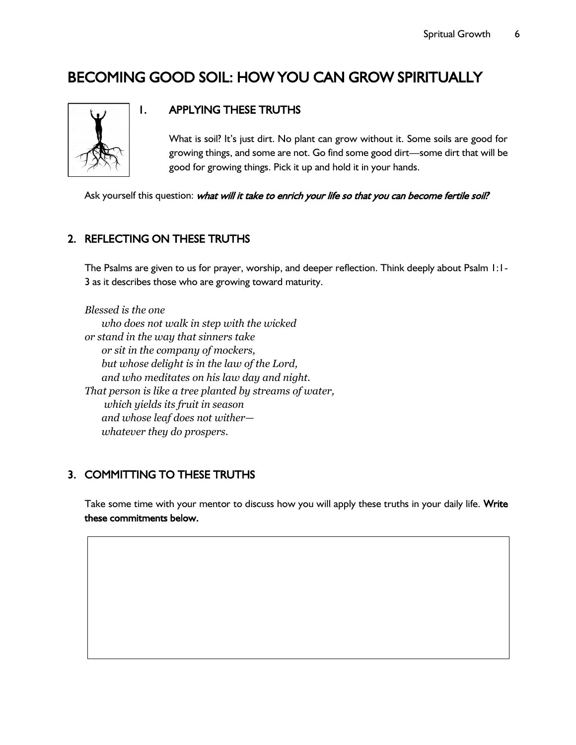# BECOMING GOOD SOIL: HOW YOU CAN GROW SPIRITUALLY

## 1. APPLYING THESE TRUTHS

What is soil? It's just dirt. No plant can grow without it. Some soils are good for growing things, and some are not. Go find some good dirt—some dirt that will be good for growing things. Pick it up and hold it in your hands.

Ask yourself this question: ***what will it take to enrich your life so that you can become fertile soil?***

## 2. REFLECTING ON THESE TRUTHS

The Psalms are given to us for prayer, worship, and deeper reflection. Think deeply about Psalm 1:1-3 as it describes those who are growing toward maturity.

*Blessed is the one*
*who does not walk in step with the wicked*
*or stand in the way that sinners take*
*or sit in the company of mockers,*
*but whose delight is in the law of the Lord,*
*and who meditates on his law day and night.*
*That person is like a tree planted by streams of water,*
*which yields its fruit in season*
*and whose leaf does not wither—*
*whatever they do prospers.*

## 3. COMMITTING TO THESE TRUTHS

Take some time with your mentor to discuss how you will apply these truths in your daily life. **Write these commitments below.**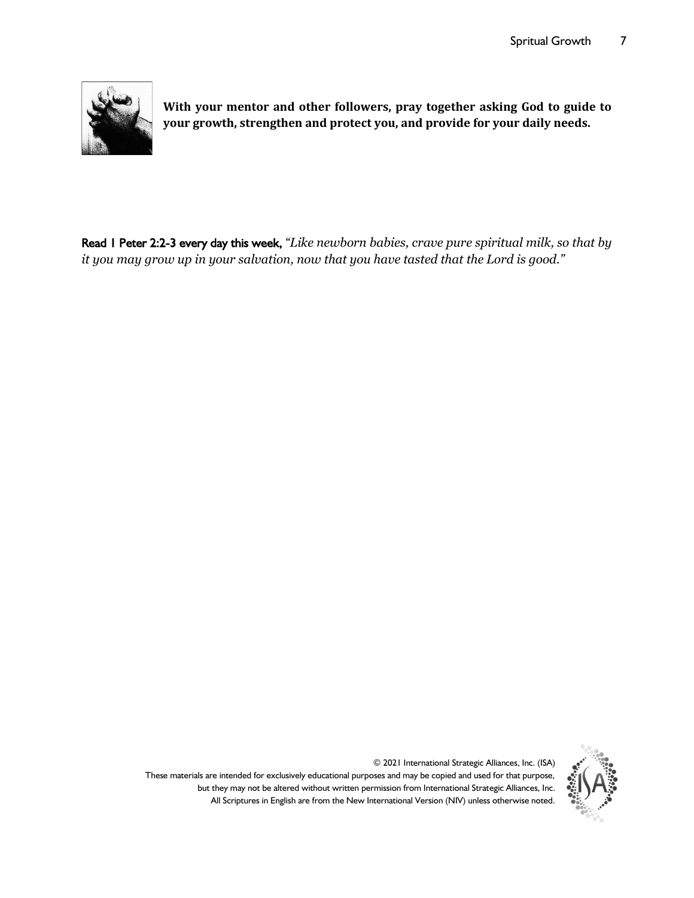**With your mentor and other followers, pray together asking God to guide to your growth, strengthen and protect you, and provide for your daily needs.**

Read 1 Peter 2:2-3 every day this week, *"Like newborn babies, crave pure spiritual milk, so that by it you may grow up in your salvation, now that you have tasted that the Lord is good."*

© 2021 International Strategic Alliances, Inc. (ISA)
These materials are intended for exclusively educational purposes and may be copied and used for that purpose, but they may not be altered without written permission from International Strategic Alliances, Inc.
All Scriptures in English are from the New International Version (NIV) unless otherwise noted.